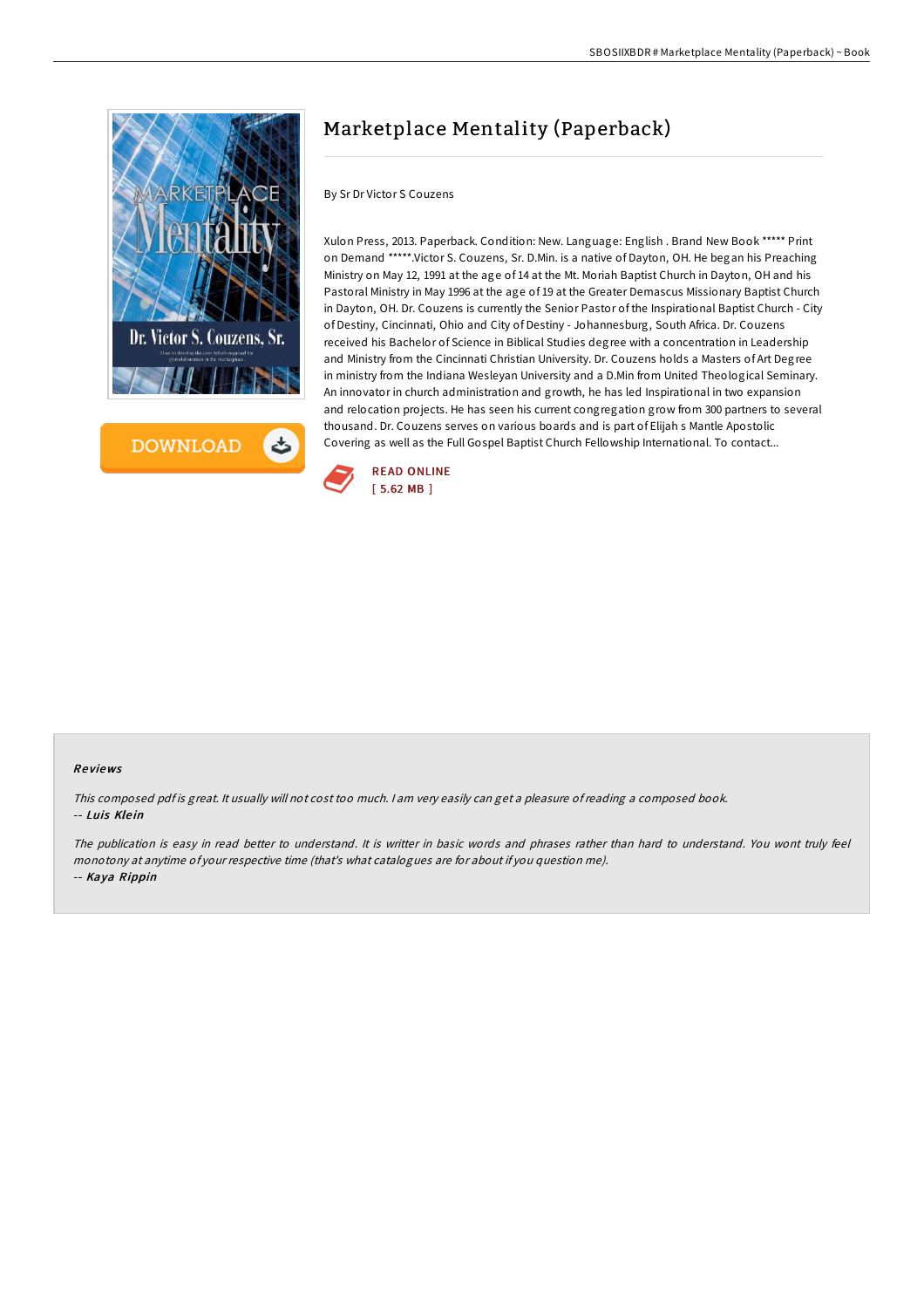# Marketplace Mentality (Paperback)

By Sr Dr Victor S Couzens

Xulon Press, 2013. Paperback. Condition: New. Language: English . Brand New Book ***** Print on Demand *****.Victor S. Couzens, Sr. D.Min. is a native of Dayton, OH. He began his Preaching Ministry on May 12, 1991 at the age of 14 at the Mt. Moriah Baptist Church in Dayton, OH and his Pastoral Ministry in May 1996 at the age of 19 at the Greater Demascus Missionary Baptist Church in Dayton, OH. Dr. Couzens is currently the Senior Pastor of the Inspirational Baptist Church - City of Destiny, Cincinnati, Ohio and City of Destiny - Johannesburg, South Africa. Dr. Couzens received his Bachelor of Science in Biblical Studies degree with a concentration in Leadership and Ministry from the Cincinnati Christian University. Dr. Couzens holds a Masters of Art Degree in ministry from the Indiana Wesleyan University and a D.Min from United Theological Seminary. An innovator in church administration and growth, he has led Inspirational in two expansion and relocation projects. He has seen his current congregation grow from 300 partners to several thousand. Dr. Couzens serves on various boards and is part of Elijah s Mantle Apostolic Covering as well as the Full Gospel Baptist Church Fellowship International. To contact...

DOWNLOAD

READ ONLINE
[ 5.62 MB ]

## Reviews

*This composed pdf is great. It usually will not cost too much. I am very easily can get a pleasure of reading a composed book.*
-- *Luis Klein*

*The publication is easy in read better to understand. It is writter in basic words and phrases rather than hard to understand. You wont truly feel monotony at anytime of your respective time (that's what catalogues are for about if you question me).*
-- *Kaya Rippin*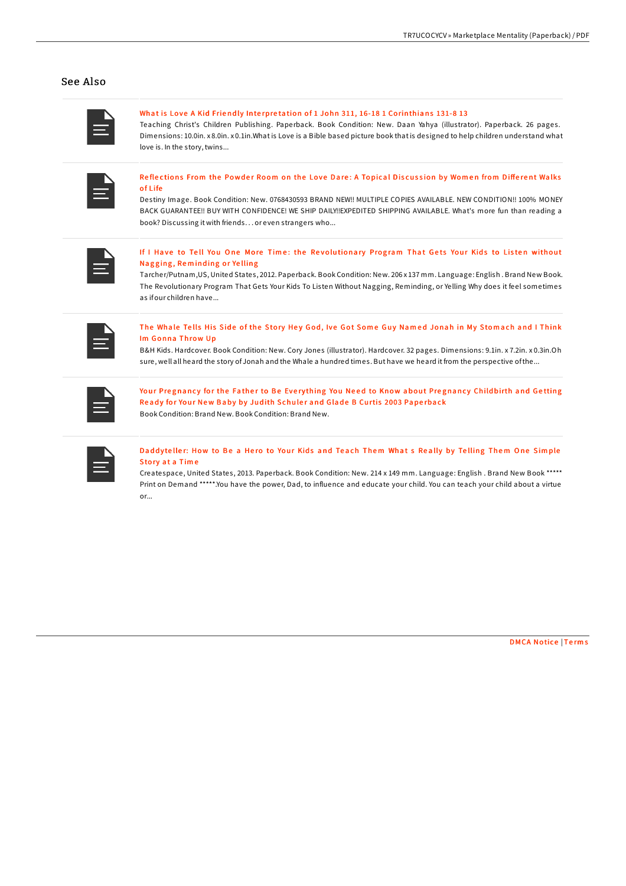## See Also

**What is Love A Kid Friendly Interpretation of 1 John 311, 16-18 1 Corinthians 131-8 13**

Teaching Christ's Children Publishing. Paperback. Book Condition: New. Daan Yahya (illustrator). Paperback. 26 pages. Dimensions: 10.0in. x 8.0in. x 0.1in.What is Love is a Bible based picture book that is designed to help children understand what love is. In the story, twins...

**Reflections From the Powder Room on the Love Dare: A Topical Discussion by Women from Different Walks of Life**

Destiny Image. Book Condition: New. 0768430593 BRAND NEW!! MULTIPLE COPIES AVAILABLE. NEW CONDITION!! 100% MONEY BACK GUARANTEE!! BUY WITH CONFIDENCE! WE SHIP DAILY!!EXPEDITED SHIPPING AVAILABLE. What's more fun than reading a book? Discussing it with friends. . . or even strangers who...

**If I Have to Tell You One More Time: the Revolutionary Program That Gets Your Kids to Listen without Nagging, Reminding or Yelling**

Tarcher/Putnam,US, United States, 2012. Paperback. Book Condition: New. 206 x 137 mm. Language: English . Brand New Book. The Revolutionary Program That Gets Your Kids To Listen Without Nagging, Reminding, or Yelling Why does it feel sometimes as if our children have...

**The Whale Tells His Side of the Story Hey God, Ive Got Some Guy Named Jonah in My Stomach and I Think Im Gonna Throw Up**

B&H Kids. Hardcover. Book Condition: New. Cory Jones (illustrator). Hardcover. 32 pages. Dimensions: 9.1in. x 7.2in. x 0.3in.Oh sure, well all heard the story of Jonah and the Whale a hundred times. But have we heard it from the perspective of the...

**Your Pregnancy for the Father to Be Everything You Need to Know about Pregnancy Childbirth and Getting Ready for Your New Baby by Judith Schuler and Glade B Curtis 2003 Paperback**

Book Condition: Brand New. Book Condition: Brand New.

**Daddyteller: How to Be a Hero to Your Kids and Teach Them What s Really by Telling Them One Simple Story at a Time**

Createspace, United States, 2013. Paperback. Book Condition: New. 214 x 149 mm. Language: English . Brand New Book ***** Print on Demand *****.You have the power, Dad, to influence and educate your child. You can teach your child about a virtue or...